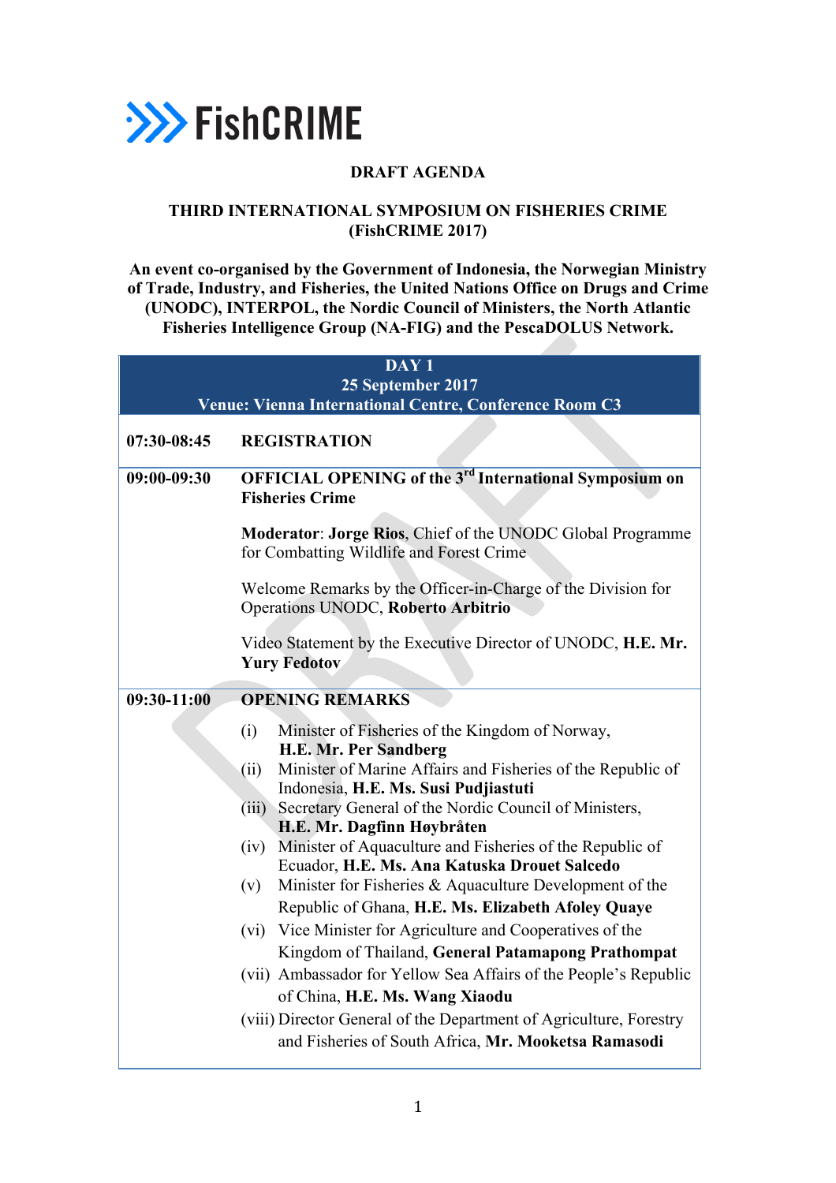**FishCRIME**

**DRAFT AGENDA**

**THIRD INTERNATIONAL SYMPOSIUM ON FISHERIES CRIME (FishCRIME 2017)**

**An event co-organised by the Government of Indonesia, the Norwegian Ministry of Trade, Industry, and Fisheries, the United Nations Office on Drugs and Crime (UNODC), INTERPOL, the Nordic Council of Ministers, the North Atlantic Fisheries Intelligence Group (NA-FIG) and the PescaDOLUS Network.**

| **DAY 1<br>25 September 2017<br>Venue: Vienna International Centre, Conference Room C3** | |
|---|---|
| **07:30-08:45** | **REGISTRATION** |
| **09:00-09:30** | **OFFICIAL OPENING of the 3rd International Symposium on Fisheries Crime**<br><br>**Moderator**: **Jorge Rios**, Chief of the UNODC Global Programme for Combatting Wildlife and Forest Crime<br><br>Welcome Remarks by the Officer-in-Charge of the Division for Operations UNODC, **Roberto Arbitrio**<br><br>Video Statement by the Executive Director of UNODC, **H.E. Mr. Yury Fedotov** |
| **09:30-11:00** | **OPENING REMARKS**<br>(i) Minister of Fisheries of the Kingdom of Norway, **H.E. Mr. Per Sandberg**<br>(ii) Minister of Marine Affairs and Fisheries of the Republic of Indonesia, **H.E. Ms. Susi Pudjiastuti**<br>(iii) Secretary General of the Nordic Council of Ministers, **H.E. Mr. Dagfinn Høybråten**<br>(iv) Minister of Aquaculture and Fisheries of the Republic of Ecuador, **H.E. Ms. Ana Katuska Drouet Salcedo**<br>(v) Minister for Fisheries & Aquaculture Development of the Republic of Ghana, **H.E. Ms. Elizabeth Afoley Quaye**<br>(vi) Vice Minister for Agriculture and Cooperatives of the Kingdom of Thailand, **General Patamapong Prathompat**<br>(vii) Ambassador for Yellow Sea Affairs of the People's Republic of China, **H.E. Ms. Wang Xiaodu**<br>(viii) Director General of the Department of Agriculture, Forestry and Fisheries of South Africa, **Mr. Mooketsa Ramasodi** |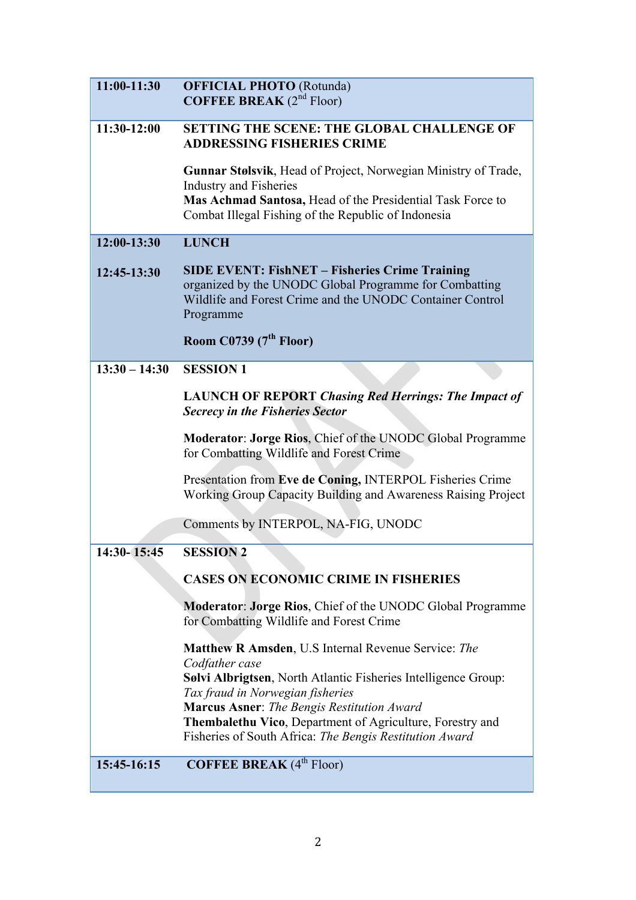| | |
|---|---|
| **11:00-11:30** | **OFFICIAL PHOTO** (Rotunda)<br>**COFFEE BREAK** (2nd Floor) |
| **11:30-12:00** | **SETTING THE SCENE: THE GLOBAL CHALLENGE OF ADDRESSING FISHERIES CRIME**<br><br>**Gunnar Stølsvik**, Head of Project, Norwegian Ministry of Trade, Industry and Fisheries<br>**Mas Achmad Santosa,** Head of the Presidential Task Force to Combat Illegal Fishing of the Republic of Indonesia |
| **12:00-13:30**<br><br>**12:45-13:30** | **LUNCH**<br><br>**SIDE EVENT: FishNET – Fisheries Crime Training** organized by the UNODC Global Programme for Combatting Wildlife and Forest Crime and the UNODC Container Control Programme<br><br>**Room C0739 (7th Floor)** |
| **13:30 – 14:30** | **SESSION 1**<br><br>**LAUNCH OF REPORT** ***Chasing Red Herrings: The Impact of Secrecy in the Fisheries Sector***<br><br>**Moderator**: **Jorge Rios**, Chief of the UNODC Global Programme for Combatting Wildlife and Forest Crime<br><br>Presentation from **Eve de Coning,** INTERPOL Fisheries Crime Working Group Capacity Building and Awareness Raising Project<br><br>Comments by INTERPOL, NA-FIG, UNODC |
| **14:30- 15:45** | **SESSION 2**<br><br>**CASES ON ECONOMIC CRIME IN FISHERIES**<br><br>**Moderator**: **Jorge Rios**, Chief of the UNODC Global Programme for Combatting Wildlife and Forest Crime<br><br>**Matthew R Amsden**, U.S Internal Revenue Service: *The Codfather case*<br>**Sølvi Albrigtsen**, North Atlantic Fisheries Intelligence Group: *Tax fraud in Norwegian fisheries*<br>**Marcus Asner**: *The Bengis Restitution Award*<br>**Thembalethu Vico**, Department of Agriculture, Forestry and Fisheries of South Africa: *The Bengis Restitution Award* |
| **15:45-16:15** | **COFFEE BREAK** (4th Floor) |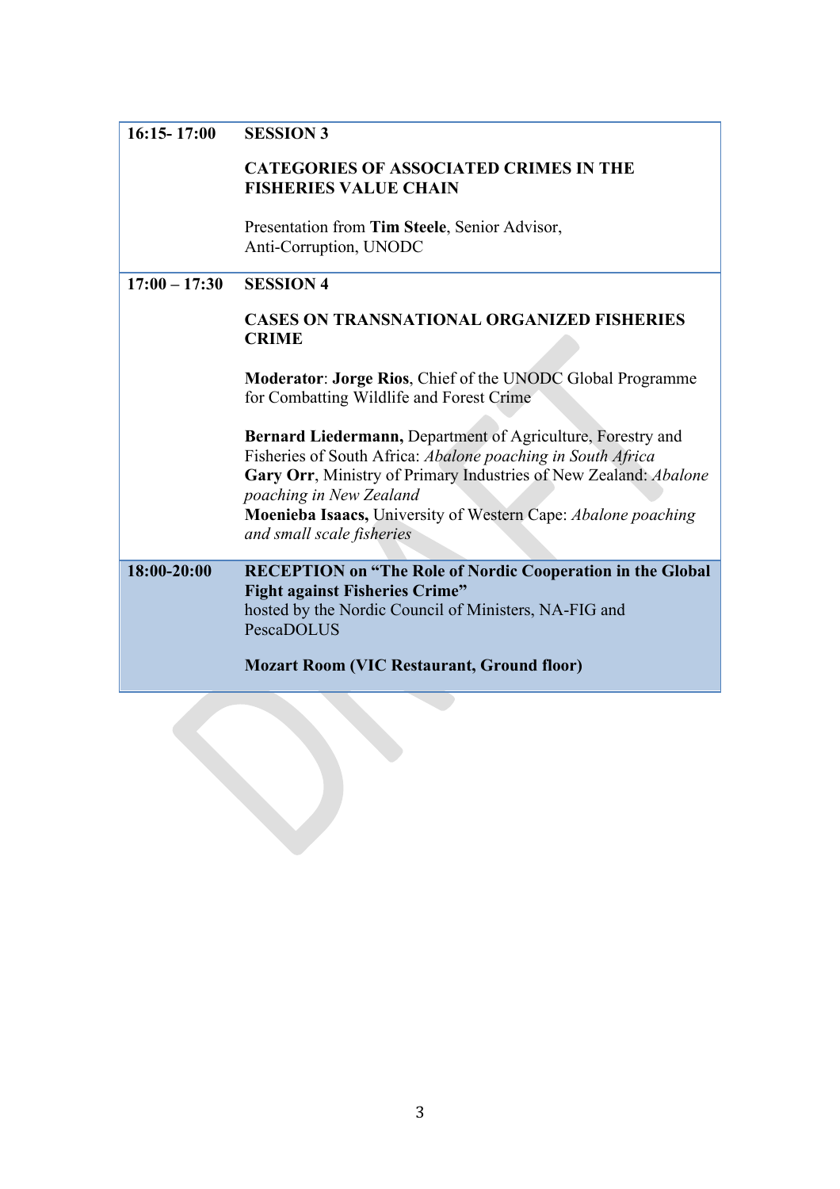| | |
|---|---|
| **16:15- 17:00** | **SESSION 3**<br><br>**CATEGORIES OF ASSOCIATED CRIMES IN THE FISHERIES VALUE CHAIN**<br><br>Presentation from **Tim Steele**, Senior Advisor, Anti-Corruption, UNODC |
| **17:00 – 17:30** | **SESSION 4**<br><br>**CASES ON TRANSNATIONAL ORGANIZED FISHERIES CRIME**<br><br>**Moderator**: **Jorge Rios**, Chief of the UNODC Global Programme for Combatting Wildlife and Forest Crime<br><br>**Bernard Liedermann,** Department of Agriculture, Forestry and Fisheries of South Africa: *Abalone poaching in South Africa*<br>**Gary Orr**, Ministry of Primary Industries of New Zealand: *Abalone poaching in New Zealand*<br>**Moenieba Isaacs,** University of Western Cape: *Abalone poaching and small scale fisheries* |
| **18:00-20:00** | **RECEPTION on "The Role of Nordic Cooperation in the Global Fight against Fisheries Crime"**<br>hosted by the Nordic Council of Ministers, NA-FIG and PescaDOLUS<br><br>**Mozart Room (VIC Restaurant, Ground floor)** |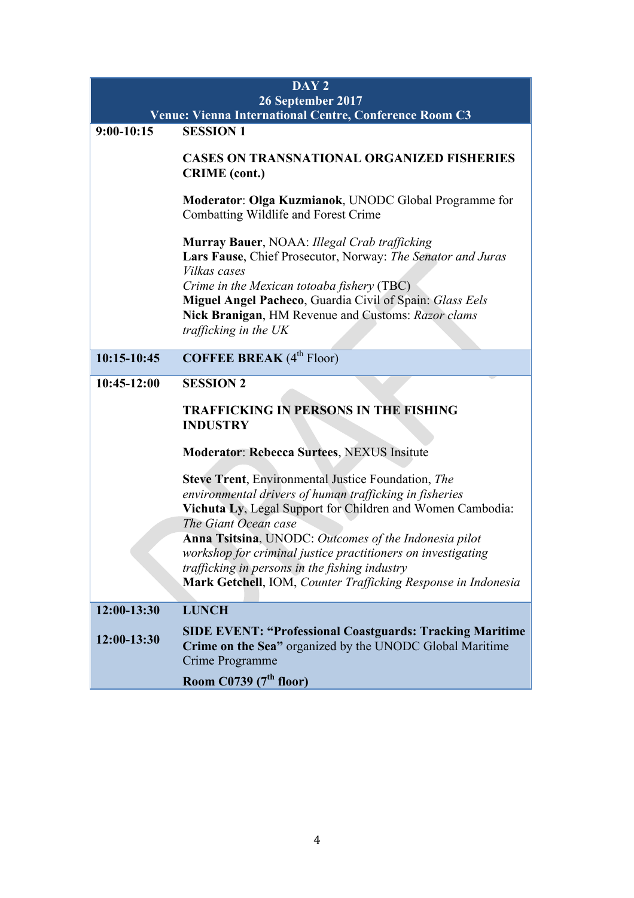| DAY 2<br>26 September 2017<br>Venue: Vienna International Centre, Conference Room C3 | |
|---|---|
| **9:00-10:15** | **SESSION 1**<br><br>**CASES ON TRANSNATIONAL ORGANIZED FISHERIES CRIME (cont.)**<br><br>**Moderator**: **Olga Kuzmianok**, UNODC Global Programme for Combatting Wildlife and Forest Crime<br><br>**Murray Bauer**, NOAA: *Illegal Crab trafficking*<br>**Lars Fause**, Chief Prosecutor, Norway: *The Senator and Juras Vilkas cases*<br>*Crime in the Mexican totoaba fishery* (TBC)<br>**Miguel Angel Pacheco**, Guardia Civil of Spain: *Glass Eels*<br>**Nick Branigan**, HM Revenue and Customs: *Razor clams trafficking in the UK* |
| **10:15-10:45** | **COFFEE BREAK** (4th Floor) |
| **10:45-12:00** | **SESSION 2**<br><br>**TRAFFICKING IN PERSONS IN THE FISHING INDUSTRY**<br><br>**Moderator**: **Rebecca Surtees**, NEXUS Insitute<br><br>**Steve Trent**, Environmental Justice Foundation, *The environmental drivers of human trafficking in fisheries*<br>**Vichuta Ly**, Legal Support for Children and Women Cambodia: *The Giant Ocean case*<br>**Anna Tsitsina**, UNODC: *Outcomes of the Indonesia pilot workshop for criminal justice practitioners on investigating trafficking in persons in the fishing industry*<br>**Mark Getchell**, IOM, *Counter Trafficking Response in Indonesia* |
| **12:00-13:30** | **LUNCH** |
| **12:00-13:30** | **SIDE EVENT: "Professional Coastguards: Tracking Maritime Crime on the Sea"** organized by the UNODC Global Maritime Crime Programme<br><br>**Room C0739 (7th floor)** |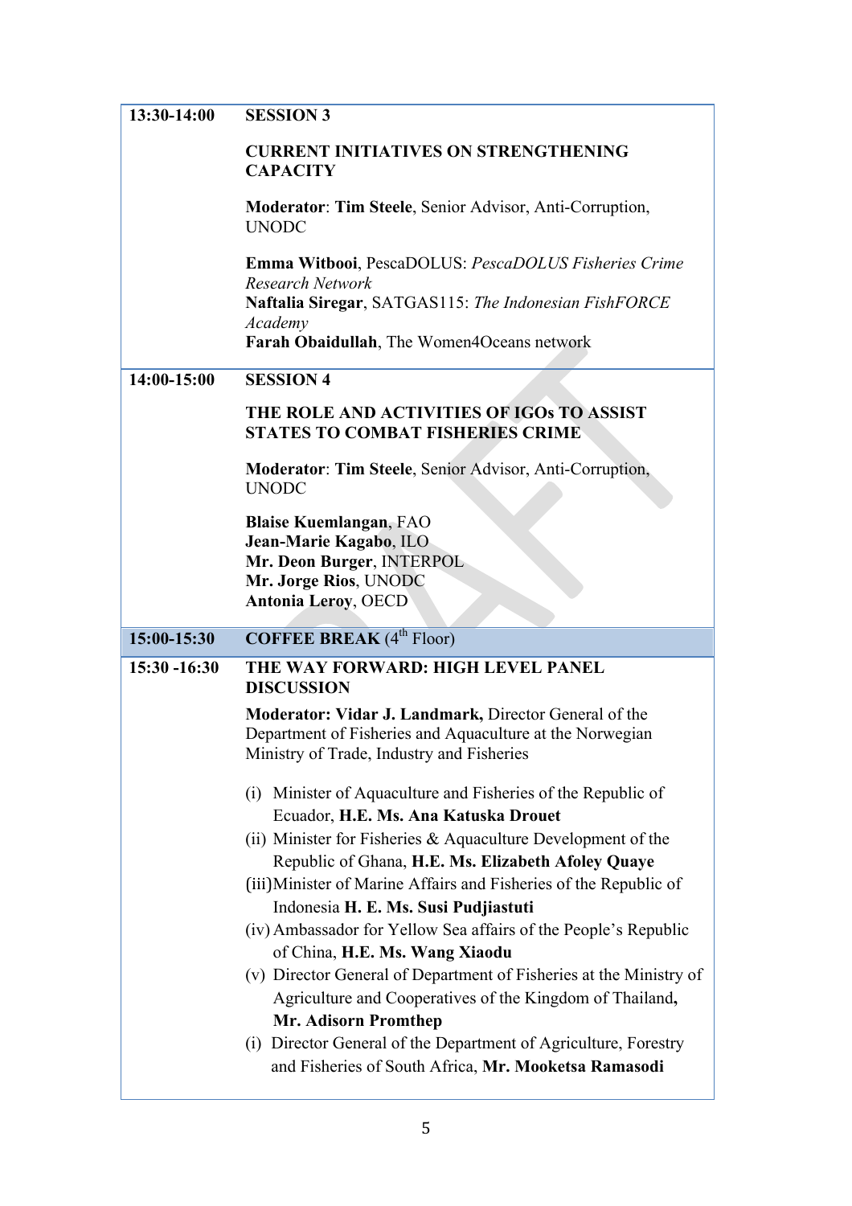| | |
|---|---|
| **13:30-14:00** | **SESSION 3**<br><br>**CURRENT INITIATIVES ON STRENGTHENING CAPACITY**<br><br>**Moderator**: **Tim Steele**, Senior Advisor, Anti-Corruption, UNODC<br><br>**Emma Witbooi**, PescaDOLUS: *PescaDOLUS Fisheries Crime Research Network*<br>**Naftalia Siregar**, SATGAS115: *The Indonesian FishFORCE Academy*<br>**Farah Obaidullah**, The Women4Oceans network |
| **14:00-15:00** | **SESSION 4**<br><br>**THE ROLE AND ACTIVITIES OF IGOs TO ASSIST STATES TO COMBAT FISHERIES CRIME**<br><br>**Moderator**: **Tim Steele**, Senior Advisor, Anti-Corruption, UNODC<br><br>**Blaise Kuemlangan**, FAO<br>**Jean-Marie Kagabo**, ILO<br>**Mr. Deon Burger**, INTERPOL<br>**Mr. Jorge Rios**, UNODC<br>**Antonia Leroy**, OECD |
| **15:00-15:30** | **COFFEE BREAK** (4th Floor) |
| **15:30 -16:30** | **THE WAY FORWARD: HIGH LEVEL PANEL DISCUSSION**<br><br>**Moderator: Vidar J. Landmark,** Director General of the Department of Fisheries and Aquaculture at the Norwegian Ministry of Trade, Industry and Fisheries<br><br>(i) Minister of Aquaculture and Fisheries of the Republic of Ecuador, **H.E. Ms. Ana Katuska Drouet**<br>(ii) Minister for Fisheries & Aquaculture Development of the Republic of Ghana, **H.E. Ms. Elizabeth Afoley Quaye**<br>(iii) Minister of Marine Affairs and Fisheries of the Republic of Indonesia **H. E. Ms. Susi Pudjiastuti**<br>(iv) Ambassador for Yellow Sea affairs of the People's Republic of China, **H.E. Ms. Wang Xiaodu**<br>(v) Director General of Department of Fisheries at the Ministry of Agriculture and Cooperatives of the Kingdom of Thailand**, Mr. Adisorn Promthep**<br>(i) Director General of the Department of Agriculture, Forestry and Fisheries of South Africa, **Mr. Mooketsa Ramasodi** |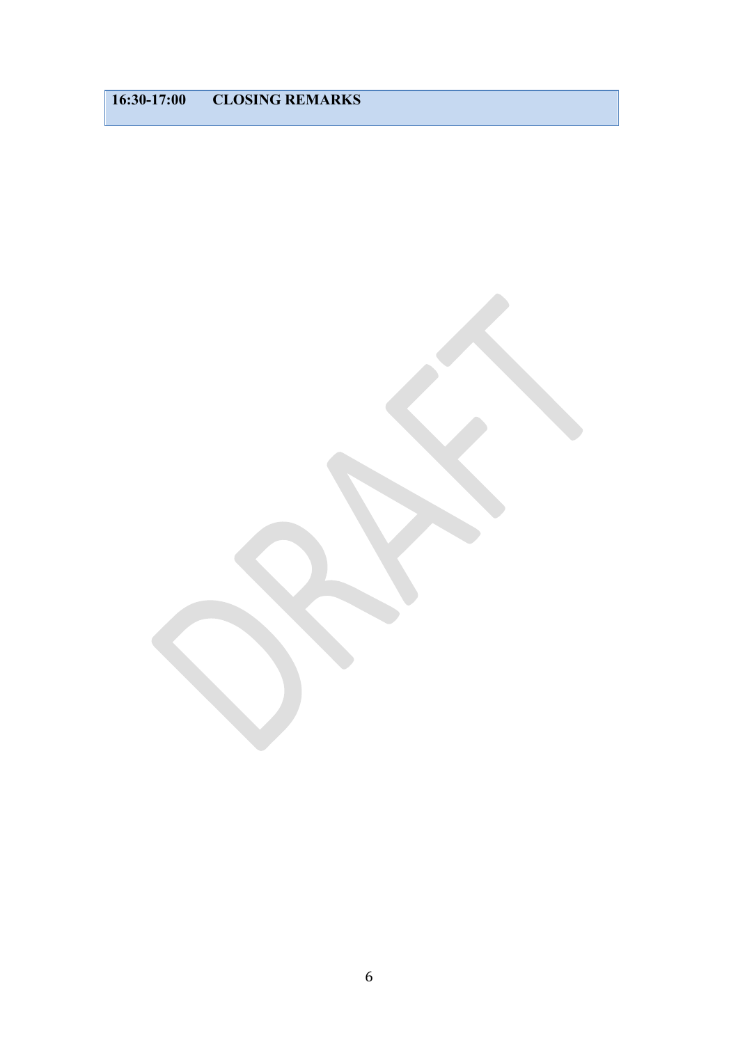**16:30-17:00 CLOSING REMARKS**